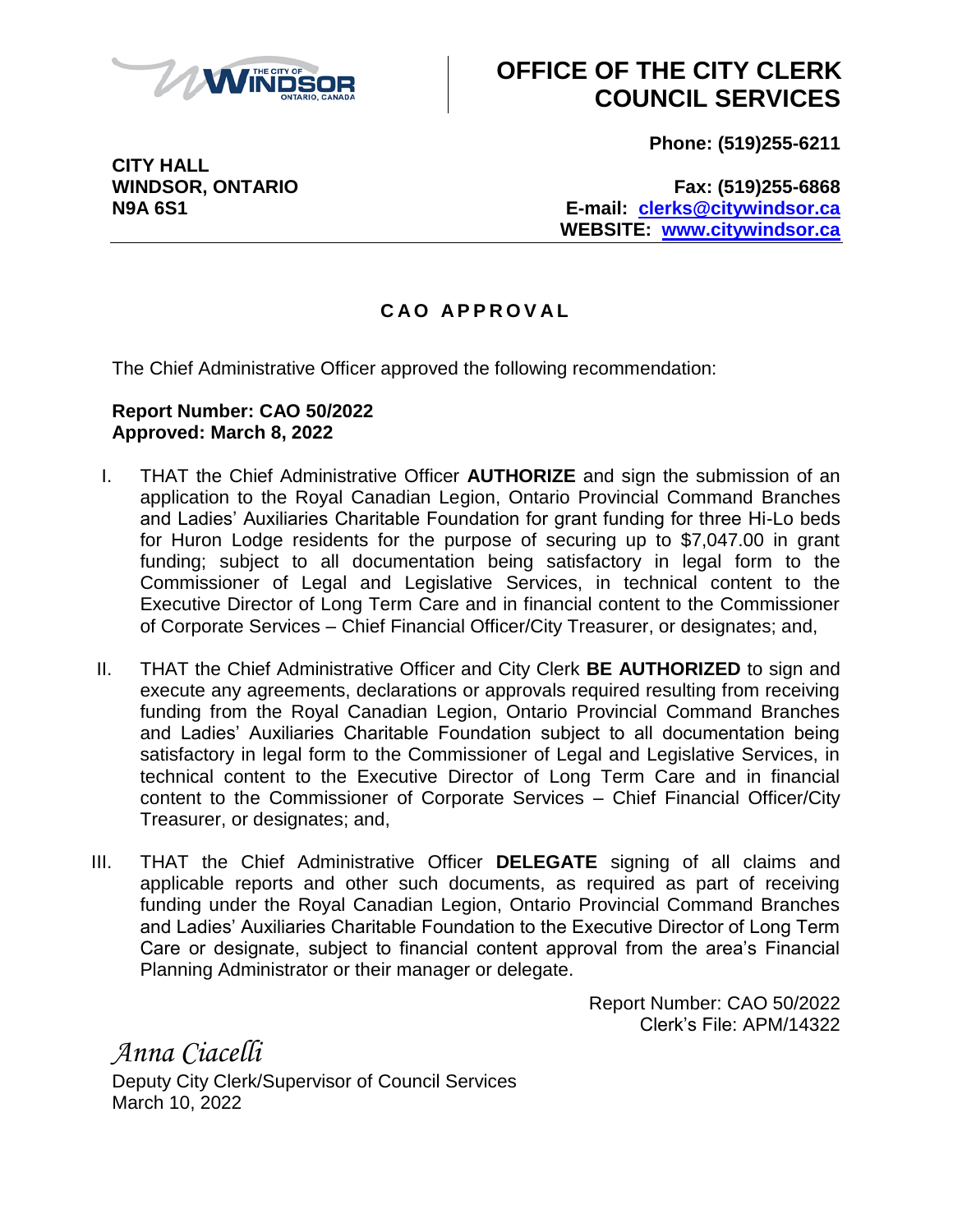# OFFICE OF THE CITY CLERK COUNCIL SERVICES

**CITY HALL**
**WINDSOR, ONTARIO**
**N9A 6S1**

**Phone: (519)255-6211**

**Fax: (519)255-6868**
**E-mail: clerks@citywindsor.ca**
**WEBSITE: www.citywindsor.ca**

---

## CAO APPROVAL

The Chief Administrative Officer approved the following recommendation:

**Report Number: CAO 50/2022**
**Approved: March 8, 2022**

I. THAT the Chief Administrative Officer **AUTHORIZE** and sign the submission of an application to the Royal Canadian Legion, Ontario Provincial Command Branches and Ladies' Auxiliaries Charitable Foundation for grant funding for three Hi-Lo beds for Huron Lodge residents for the purpose of securing up to $7,047.00 in grant funding; subject to all documentation being satisfactory in legal form to the Commissioner of Legal and Legislative Services, in technical content to the Executive Director of Long Term Care and in financial content to the Commissioner of Corporate Services – Chief Financial Officer/City Treasurer, or designates; and,

II. THAT the Chief Administrative Officer and City Clerk **BE AUTHORIZED** to sign and execute any agreements, declarations or approvals required resulting from receiving funding from the Royal Canadian Legion, Ontario Provincial Command Branches and Ladies' Auxiliaries Charitable Foundation subject to all documentation being satisfactory in legal form to the Commissioner of Legal and Legislative Services, in technical content to the Executive Director of Long Term Care and in financial content to the Commissioner of Corporate Services – Chief Financial Officer/City Treasurer, or designates; and,

III. THAT the Chief Administrative Officer **DELEGATE** signing of all claims and applicable reports and other such documents, as required as part of receiving funding under the Royal Canadian Legion, Ontario Provincial Command Branches and Ladies' Auxiliaries Charitable Foundation to the Executive Director of Long Term Care or designate, subject to financial content approval from the area's Financial Planning Administrator or their manager or delegate.

Report Number: CAO 50/2022
Clerk's File: APM/14322

*Anna Ciacelli*
Deputy City Clerk/Supervisor of Council Services
March 10, 2022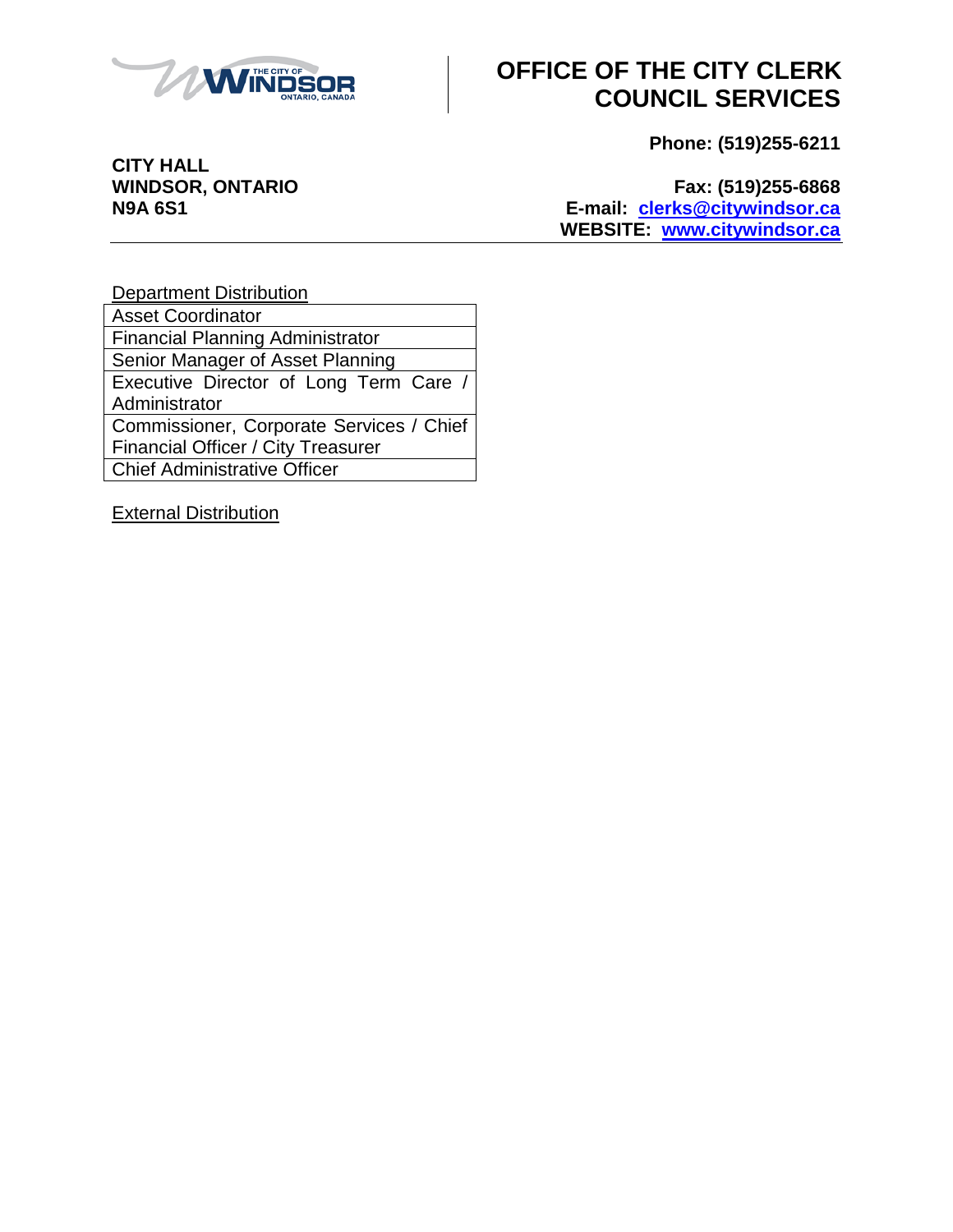# OFFICE OF THE CITY CLERK COUNCIL SERVICES

**CITY HALL**
**WINDSOR, ONTARIO**
**N9A 6S1**

**Phone: (519)255-6211**

**Fax: (519)255-6868**
**E-mail: clerks@citywindsor.ca**
**WEBSITE: www.citywindsor.ca**

Department Distribution

| |
|---|
| Asset Coordinator |
| Financial Planning Administrator |
| Senior Manager of Asset Planning |
| Executive Director of Long Term Care / Administrator |
| Commissioner, Corporate Services / Chief Financial Officer / City Treasurer |
| Chief Administrative Officer |

External Distribution